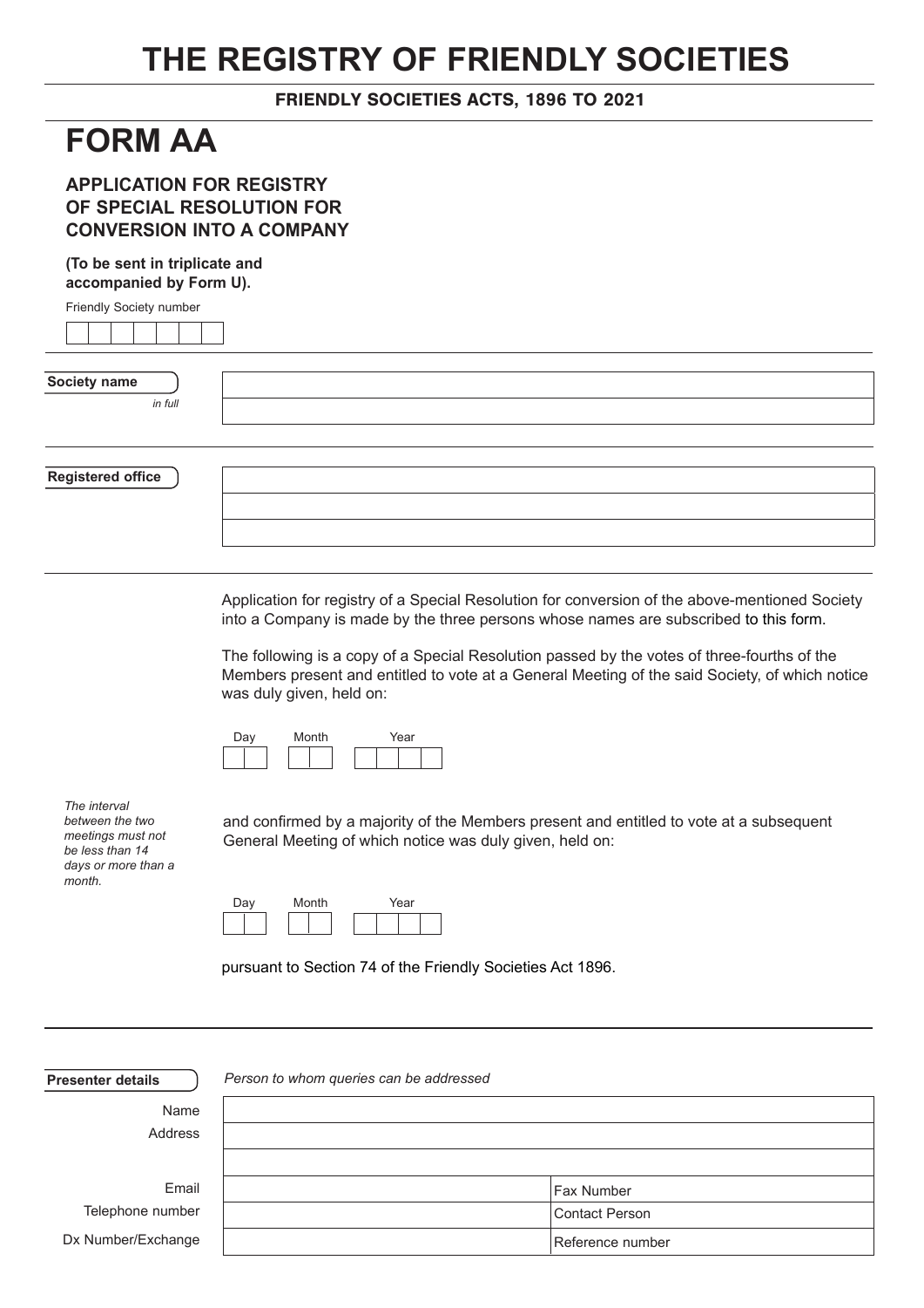# THE REGISTRY OF FRIENDLY SOCIETIES

**FRIENDLY SOCIETIES ACTS, 1896 TO 2021**

## FORM AA

### APPLICATION FOR REGISTRY OF SPECIAL RESOLUTION FOR CONVERSION INTO A COMPANY

**(To be sent in triplicate and accompanied by Form U).**

Friendly Society number

| | | | | | | |
|---|---|---|---|---|---|---|
| | | | | | | |

**Society name** *in full*

| |
|---|
| |
| |

**Registered office**

| |
|---|
| |
| |
| |

Application for registry of a Special Resolution for conversion of the above-mentioned Society into a Company is made by the three persons whose names are subscribed to this form.

The following is a copy of a Special Resolution passed by the votes of three-fourths of the Members present and entitled to vote at a General Meeting of the said Society, of which notice was duly given, held on:

| Day | Month | Year |
|---|---|---|
| | | |

*The interval between the two meetings must not be less than 14 days or more than a month.*

and confirmed by a majority of the Members present and entitled to vote at a subsequent General Meeting of which notice was duly given, held on:

| Day | Month | Year |
|---|---|---|
| | | |

pursuant to Section 74 of the Friendly Societies Act 1896.

---

**Presenter details** *Person to whom queries can be addressed*

| | | |
|---|---|---|
| Name | | |
| Address | | |
| | | |
| Email | | Fax Number |
| Telephone number | | Contact Person |
| Dx Number/Exchange | | Reference number |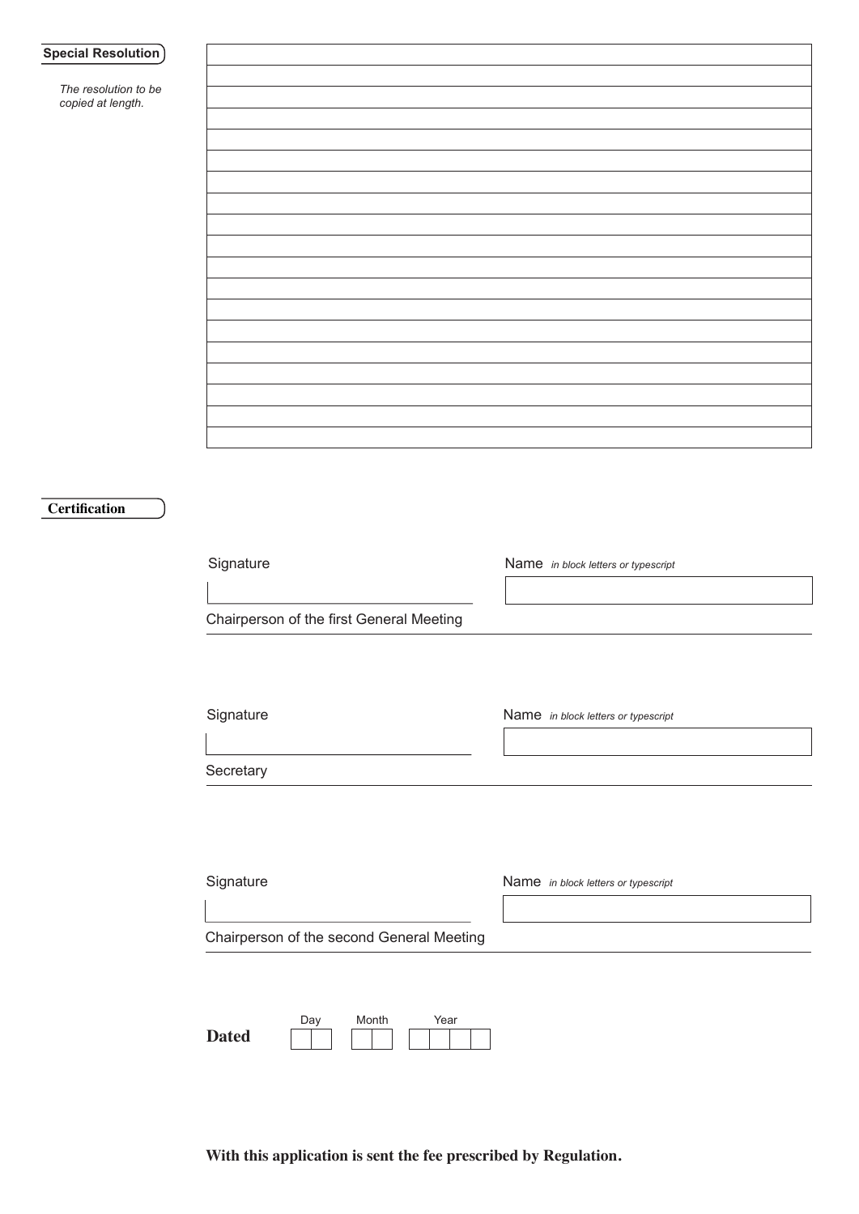**Special Resolution**

*The resolution to be copied at length.*

| |
|---|
| |
| |
| |
| |
| |
| |
| |
| |
| |
| |
| |
| |
| |
| |
| |
| |
| |
| |

**Certification**

Signature

Name *in block letters or typescript*

Chairperson of the first General Meeting

Signature

Name *in block letters or typescript*

Secretary

Signature

Name *in block letters or typescript*

Chairperson of the second General Meeting

**Dated** Day Month Year

**With this application is sent the fee prescribed by Regulation.**